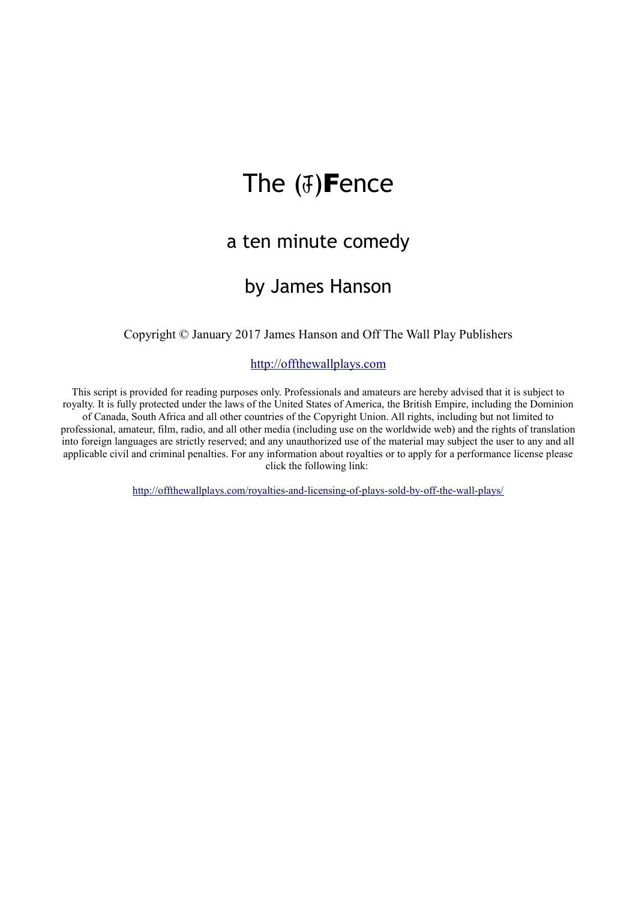# The (Ⅎ)**F**ence

## a ten minute comedy

## by James Hanson

Copyright © January 2017 James Hanson and Off The Wall Play Publishers

[http://offthewallplays.com](http://offthewallplays.com)

This script is provided for reading purposes only. Professionals and amateurs are hereby advised that it is subject to royalty. It is fully protected under the laws of the United States of America, the British Empire, including the Dominion of Canada, South Africa and all other countries of the Copyright Union. All rights, including but not limited to professional, amateur, film, radio, and all other media (including use on the worldwide web) and the rights of translation into foreign languages are strictly reserved; and any unauthorized use of the material may subject the user to any and all applicable civil and criminal penalties. For any information about royalties or to apply for a performance license please click the following link:

[http://offthewallplays.com/royalties-and-licensing-of-plays-sold-by-off-the-wall-plays/](http://offthewallplays.com/royalties-and-licensing-of-plays-sold-by-off-the-wall-plays/)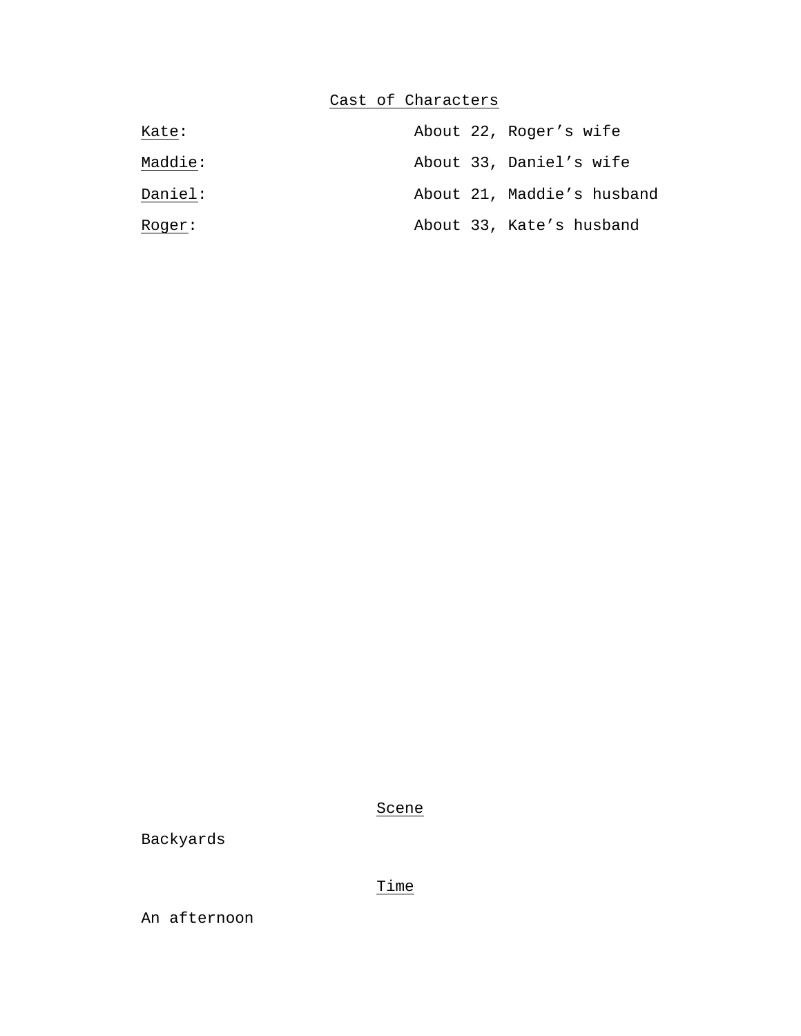## Cast of Characters

| | |
|---|---|
| Kate: | About 22, Roger’s wife |
| Maddie: | About 33, Daniel’s wife |
| Daniel: | About 21, Maddie’s husband |
| Roger: | About 33, Kate’s husband |

## Scene

Backyards

## Time

An afternoon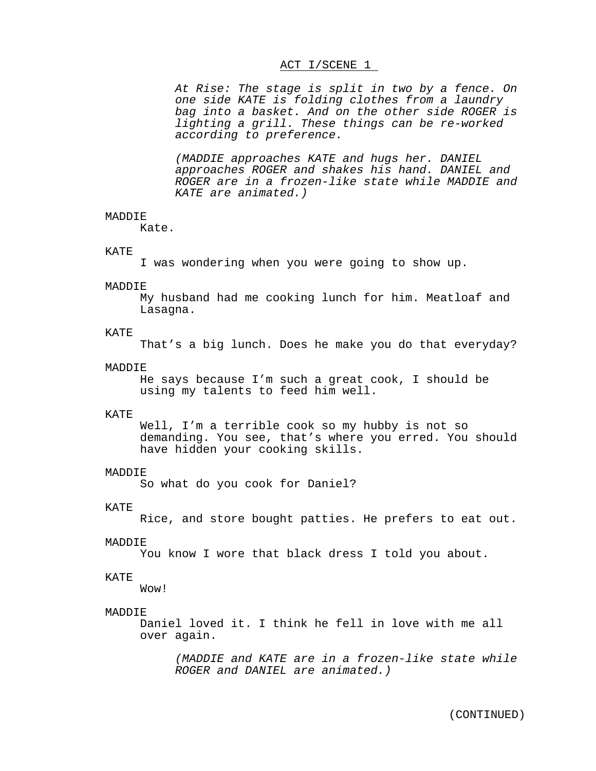## ACT I/SCENE 1

*At Rise: The stage is split in two by a fence. On one side KATE is folding clothes from a laundry bag into a basket. And on the other side ROGER is lighting a grill. These things can be re-worked according to preference.*

*(MADDIE approaches KATE and hugs her. DANIEL approaches ROGER and shakes his hand. DANIEL and ROGER are in a frozen-like state while MADDIE and KATE are animated.)*

MADDIE
Kate.

KATE
I was wondering when you were going to show up.

MADDIE
My husband had me cooking lunch for him. Meatloaf and Lasagna.

KATE
That's a big lunch. Does he make you do that everyday?

MADDIE
He says because I'm such a great cook, I should be using my talents to feed him well.

KATE
Well, I'm a terrible cook so my hubby is not so demanding. You see, that's where you erred. You should have hidden your cooking skills.

MADDIE
So what do you cook for Daniel?

KATE
Rice, and store bought patties. He prefers to eat out.

MADDIE
You know I wore that black dress I told you about.

KATE
Wow!

MADDIE
Daniel loved it. I think he fell in love with me all over again.

*(MADDIE and KATE are in a frozen-like state while ROGER and DANIEL are animated.)*

(CONTINUED)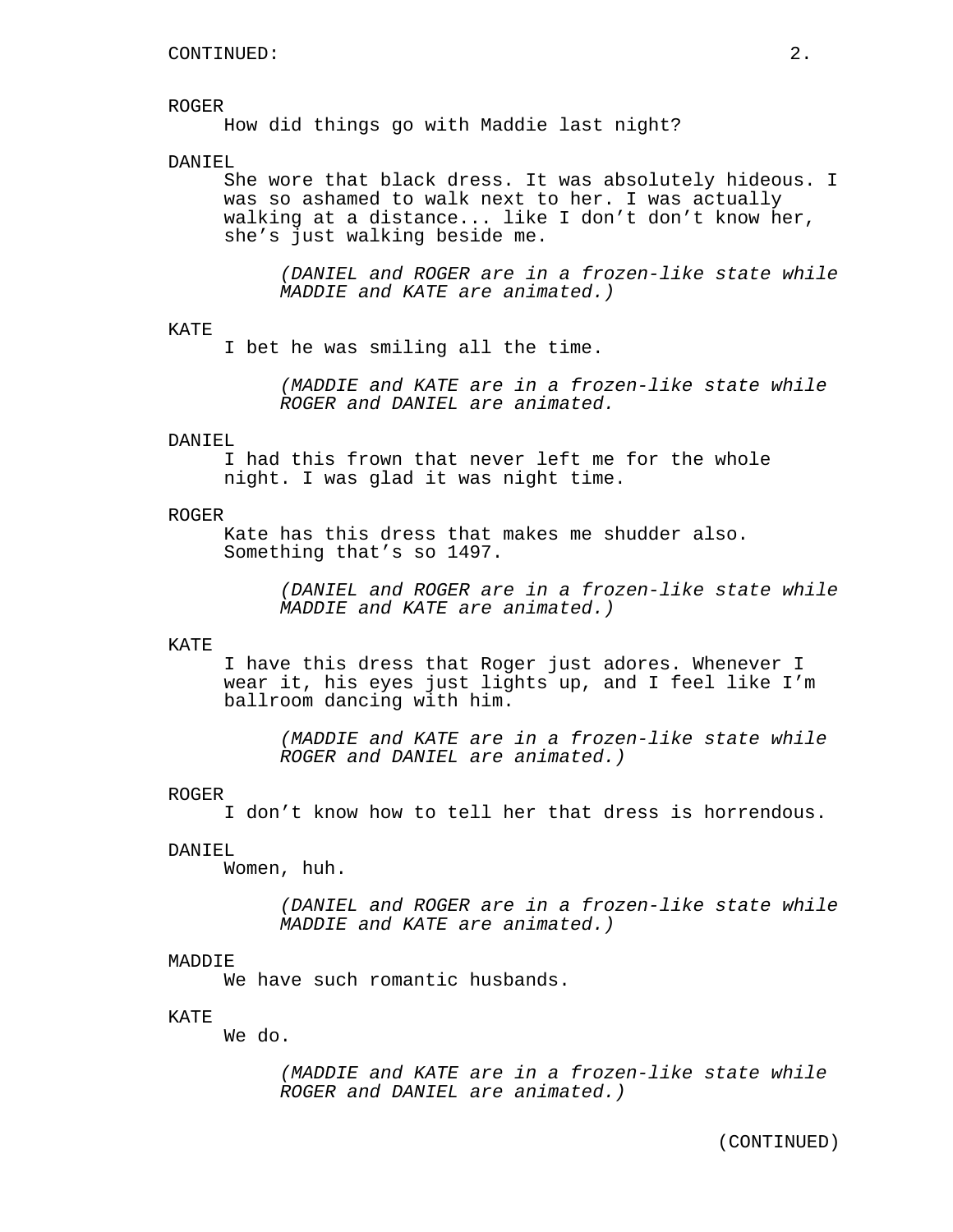CONTINUED:

ROGER
How did things go with Maddie last night?

DANIEL
She wore that black dress. It was absolutely hideous. I was so ashamed to walk next to her. I was actually walking at a distance... like I don't don't know her, she's just walking beside me.

*(DANIEL and ROGER are in a frozen-like state while MADDIE and KATE are animated.)*

KATE
I bet he was smiling all the time.

*(MADDIE and KATE are in a frozen-like state while ROGER and DANIEL are animated.*

DANIEL
I had this frown that never left me for the whole night. I was glad it was night time.

ROGER
Kate has this dress that makes me shudder also. Something that's so 1497.

*(DANIEL and ROGER are in a frozen-like state while MADDIE and KATE are animated.)*

KATE
I have this dress that Roger just adores. Whenever I wear it, his eyes just lights up, and I feel like I'm ballroom dancing with him.

*(MADDIE and KATE are in a frozen-like state while ROGER and DANIEL are animated.)*

ROGER
I don't know how to tell her that dress is horrendous.

DANIEL
Women, huh.

*(DANIEL and ROGER are in a frozen-like state while MADDIE and KATE are animated.)*

MADDIE
We have such romantic husbands.

KATE
We do.

*(MADDIE and KATE are in a frozen-like state while ROGER and DANIEL are animated.)*

(CONTINUED)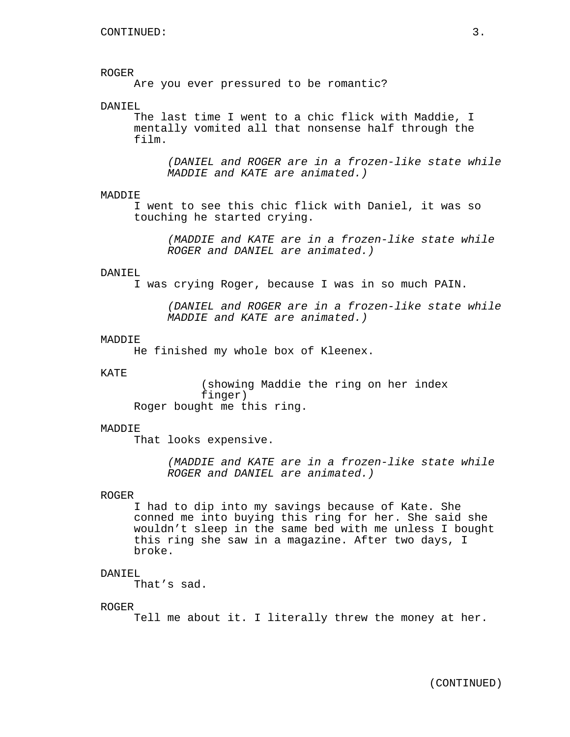ROGER
Are you ever pressured to be romantic?

DANIEL
The last time I went to a chic flick with Maddie, I mentally vomited all that nonsense half through the film.

*(DANIEL and ROGER are in a frozen-like state while MADDIE and KATE are animated.)*

MADDIE
I went to see this chic flick with Daniel, it was so touching he started crying.

*(MADDIE and KATE are in a frozen-like state while ROGER and DANIEL are animated.)*

DANIEL
I was crying Roger, because I was in so much PAIN.

*(DANIEL and ROGER are in a frozen-like state while MADDIE and KATE are animated.)*

MADDIE
He finished my whole box of Kleenex.

KATE
(showing Maddie the ring on her index finger)
Roger bought me this ring.

MADDIE
That looks expensive.

*(MADDIE and KATE are in a frozen-like state while ROGER and DANIEL are animated.)*

ROGER
I had to dip into my savings because of Kate. She conned me into buying this ring for her. She said she wouldn't sleep in the same bed with me unless I bought this ring she saw in a magazine. After two days, I broke.

DANIEL
That's sad.

ROGER
Tell me about it. I literally threw the money at her.

(CONTINUED)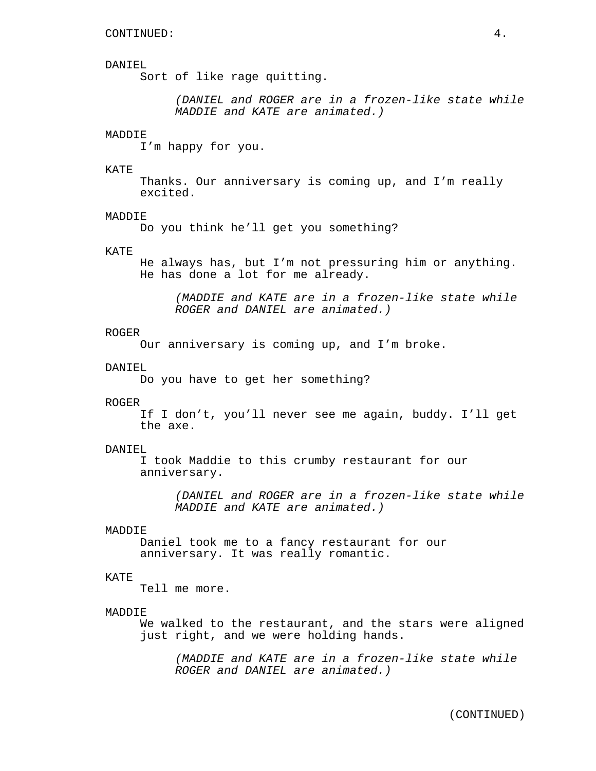DANIEL
Sort of like rage quitting.

*(DANIEL and ROGER are in a frozen-like state while MADDIE and KATE are animated.)*

MADDIE
I'm happy for you.

KATE
Thanks. Our anniversary is coming up, and I'm really excited.

MADDIE
Do you think he'll get you something?

KATE
He always has, but I'm not pressuring him or anything. He has done a lot for me already.

*(MADDIE and KATE are in a frozen-like state while ROGER and DANIEL are animated.)*

ROGER
Our anniversary is coming up, and I'm broke.

DANIEL
Do you have to get her something?

ROGER
If I don't, you'll never see me again, buddy. I'll get the axe.

DANIEL
I took Maddie to this crumby restaurant for our anniversary.

*(DANIEL and ROGER are in a frozen-like state while MADDIE and KATE are animated.)*

MADDIE
Daniel took me to a fancy restaurant for our anniversary. It was really romantic.

KATE
Tell me more.

MADDIE
We walked to the restaurant, and the stars were aligned just right, and we were holding hands.

*(MADDIE and KATE are in a frozen-like state while ROGER and DANIEL are animated.)*

(CONTINUED)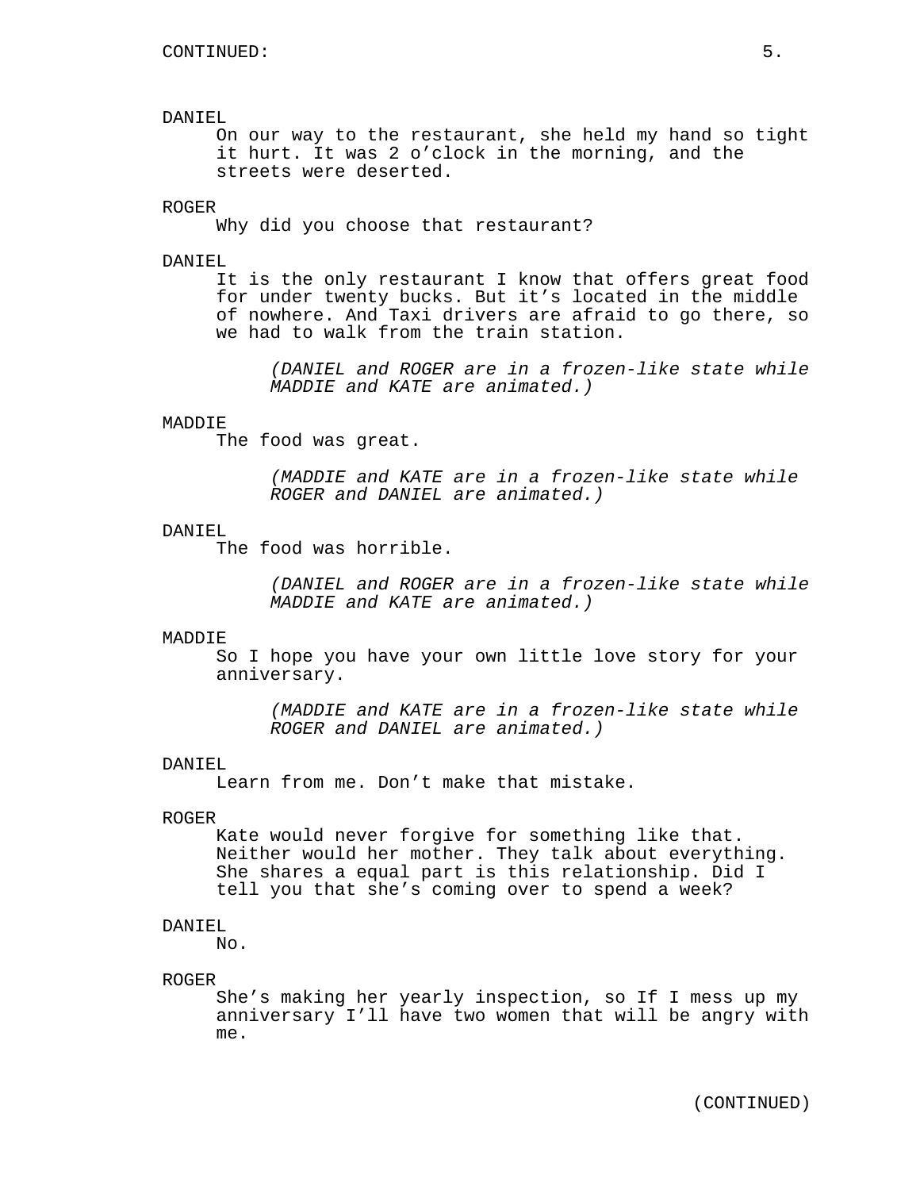CONTINUED:

DANIEL
On our way to the restaurant, she held my hand so tight it hurt. It was 2 o'clock in the morning, and the streets were deserted.

ROGER
Why did you choose that restaurant?

DANIEL
It is the only restaurant I know that offers great food for under twenty bucks. But it's located in the middle of nowhere. And Taxi drivers are afraid to go there, so we had to walk from the train station.

*(DANIEL and ROGER are in a frozen-like state while MADDIE and KATE are animated.)*

MADDIE
The food was great.

*(MADDIE and KATE are in a frozen-like state while ROGER and DANIEL are animated.)*

DANIEL
The food was horrible.

*(DANIEL and ROGER are in a frozen-like state while MADDIE and KATE are animated.)*

MADDIE
So I hope you have your own little love story for your anniversary.

*(MADDIE and KATE are in a frozen-like state while ROGER and DANIEL are animated.)*

DANIEL
Learn from me. Don't make that mistake.

ROGER
Kate would never forgive for something like that. Neither would her mother. They talk about everything. She shares a equal part is this relationship. Did I tell you that she's coming over to spend a week?

DANIEL
No.

ROGER
She's making her yearly inspection, so If I mess up my anniversary I'll have two women that will be angry with me.

(CONTINUED)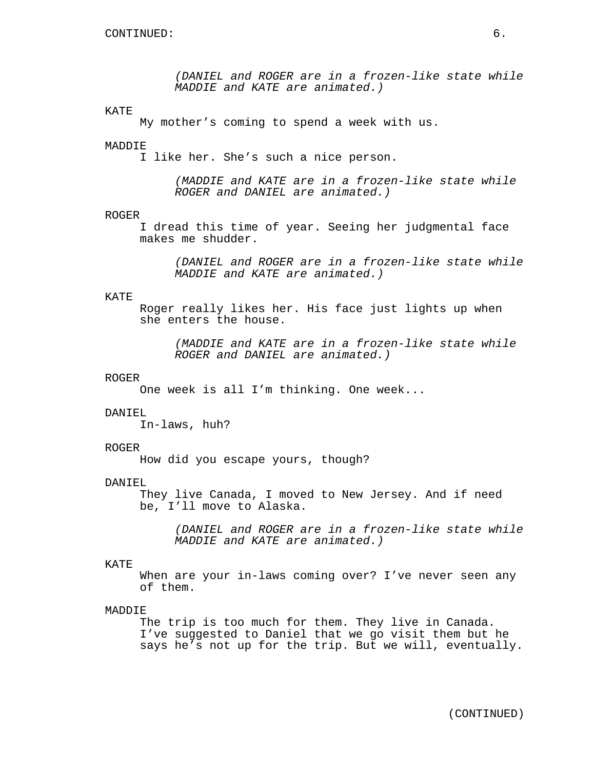*(DANIEL and ROGER are in a frozen-like state while MADDIE and KATE are animated.)*

KATE
My mother's coming to spend a week with us.

MADDIE
I like her. She's such a nice person.

*(MADDIE and KATE are in a frozen-like state while ROGER and DANIEL are animated.)*

ROGER
I dread this time of year. Seeing her judgmental face makes me shudder.

*(DANIEL and ROGER are in a frozen-like state while MADDIE and KATE are animated.)*

KATE
Roger really likes her. His face just lights up when she enters the house.

*(MADDIE and KATE are in a frozen-like state while ROGER and DANIEL are animated.)*

ROGER
One week is all I'm thinking. One week...

DANIEL
In-laws, huh?

ROGER
How did you escape yours, though?

DANIEL
They live Canada, I moved to New Jersey. And if need be, I'll move to Alaska.

*(DANIEL and ROGER are in a frozen-like state while MADDIE and KATE are animated.)*

KATE
When are your in-laws coming over? I've never seen any of them.

MADDIE
The trip is too much for them. They live in Canada. I've suggested to Daniel that we go visit them but he says he's not up for the trip. But we will, eventually.

(CONTINUED)